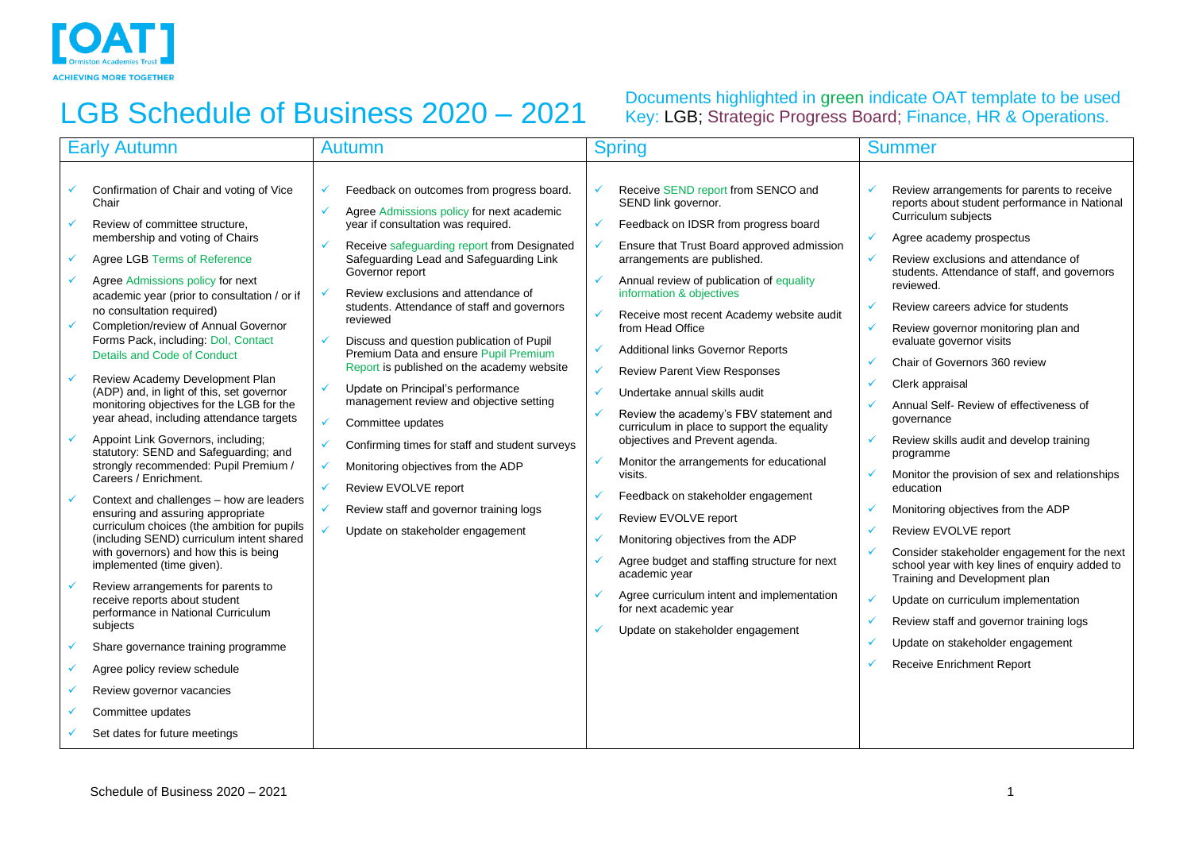# LGB Schedule of Business 2020 – 2021

Documents highlighted in green indicate OAT template to be used
Key: LGB; Strategic Progress Board; Finance, HR & Operations.

| Early Autumn | Autumn | Spring | Summer |
|---|---|---|---|
| ✓ Confirmation of Chair and voting of Vice Chair<br>✓ Review of committee structure, membership and voting of Chairs<br>✓ Agree LGB Terms of Reference<br>✓ Agree Admissions policy for next academic year (prior to consultation / or if no consultation required)<br>✓ Completion/review of Annual Governor Forms Pack, including: DoI, Contact Details and Code of Conduct<br>✓ Review Academy Development Plan (ADP) and, in light of this, set governor monitoring objectives for the LGB for the year ahead, including attendance targets<br>✓ Appoint Link Governors, including; statutory: SEND and Safeguarding; and strongly recommended: Pupil Premium / Careers / Enrichment.<br>✓ Context and challenges – how are leaders ensuring and assuring appropriate curriculum choices (the ambition for pupils (including SEND) curriculum intent shared with governors) and how this is being implemented (time given).<br>✓ Review arrangements for parents to receive reports about student performance in National Curriculum subjects<br>✓ Share governance training programme<br>✓ Agree policy review schedule<br>✓ Review governor vacancies<br>✓ Committee updates<br>✓ Set dates for future meetings | ✓ Feedback on outcomes from progress board.<br>✓ Agree Admissions policy for next academic year if consultation was required.<br>✓ Receive safeguarding report from Designated Safeguarding Lead and Safeguarding Link Governor report<br>✓ Review exclusions and attendance of students. Attendance of staff and governors reviewed<br>✓ Discuss and question publication of Pupil Premium Data and ensure Pupil Premium Report is published on the academy website<br>✓ Update on Principal's performance management review and objective setting<br>✓ Committee updates<br>✓ Confirming times for staff and student surveys<br>✓ Monitoring objectives from the ADP<br>✓ Review EVOLVE report<br>✓ Review staff and governor training logs<br>✓ Update on stakeholder engagement | ✓ Receive SEND report from SENCO and SEND link governor.<br>✓ Feedback on IDSR from progress board<br>✓ Ensure that Trust Board approved admission arrangements are published.<br>✓ Annual review of publication of equality information & objectives<br>✓ Receive most recent Academy website audit from Head Office<br>✓ Additional links Governor Reports<br>✓ Review Parent View Responses<br>✓ Undertake annual skills audit<br>✓ Review the academy's FBV statement and curriculum in place to support the equality objectives and Prevent agenda.<br>✓ Monitor the arrangements for educational visits.<br>✓ Feedback on stakeholder engagement<br>✓ Review EVOLVE report<br>✓ Monitoring objectives from the ADP<br>✓ Agree budget and staffing structure for next academic year<br>✓ Agree curriculum intent and implementation for next academic year<br>✓ Update on stakeholder engagement | ✓ Review arrangements for parents to receive reports about student performance in National Curriculum subjects<br>✓ Agree academy prospectus<br>✓ Review exclusions and attendance of students. Attendance of staff, and governors reviewed.<br>✓ Review careers advice for students<br>✓ Review governor monitoring plan and evaluate governor visits<br>✓ Chair of Governors 360 review<br>✓ Clerk appraisal<br>✓ Annual Self- Review of effectiveness of governance<br>✓ Review skills audit and develop training programme<br>✓ Monitor the provision of sex and relationships education<br>✓ Monitoring objectives from the ADP<br>✓ Review EVOLVE report<br>✓ Consider stakeholder engagement for the next school year with key lines of enquiry added to Training and Development plan<br>✓ Update on curriculum implementation<br>✓ Review staff and governor training logs<br>✓ Update on stakeholder engagement<br>✓ Receive Enrichment Report |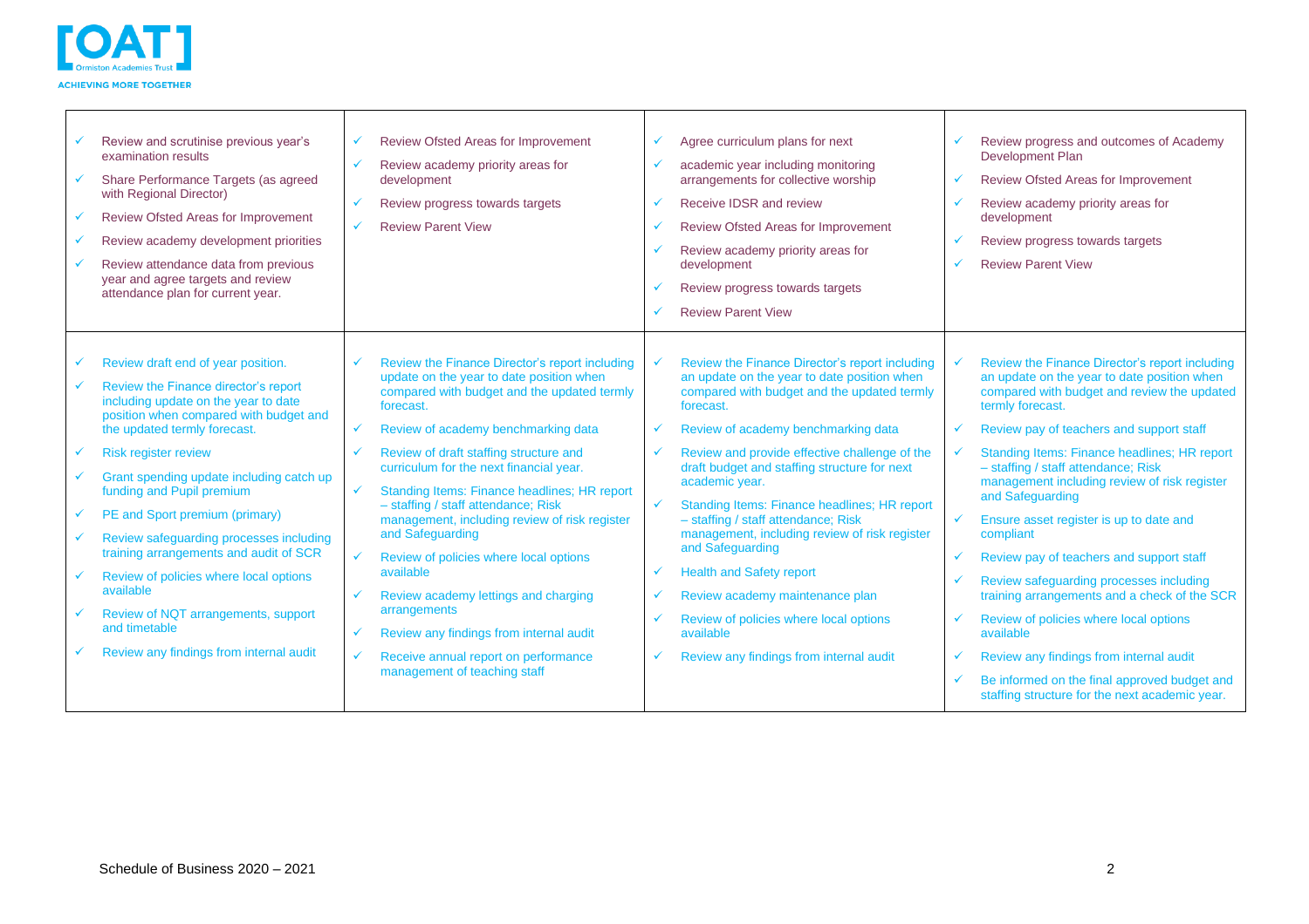| | | | |
|---|---|---|---|
| ✓ Review and scrutinise previous year's examination results<br>✓ Share Performance Targets (as agreed with Regional Director)<br>✓ Review Ofsted Areas for Improvement<br>✓ Review academy development priorities<br>✓ Review attendance data from previous year and agree targets and review attendance plan for current year. | ✓ Review Ofsted Areas for Improvement<br>✓ Review academy priority areas for development<br>✓ Review progress towards targets<br>✓ Review Parent View | ✓ Agree curriculum plans for next<br>✓ academic year including monitoring arrangements for collective worship<br>✓ Receive IDSR and review<br>✓ Review Ofsted Areas for Improvement<br>✓ Review academy priority areas for development<br>✓ Review progress towards targets<br>✓ Review Parent View | ✓ Review progress and outcomes of Academy Development Plan<br>✓ Review Ofsted Areas for Improvement<br>✓ Review academy priority areas for development<br>✓ Review progress towards targets<br>✓ Review Parent View |
| ✓ Review draft end of year position.<br>✓ Review the Finance director's report including update on the year to date position when compared with budget and the updated termly forecast.<br>✓ Risk register review<br>✓ Grant spending update including catch up funding and Pupil premium<br>✓ PE and Sport premium (primary)<br>✓ Review safeguarding processes including training arrangements and audit of SCR<br>✓ Review of policies where local options available<br>✓ Review of NQT arrangements, support and timetable<br>✓ Review any findings from internal audit | ✓ Review the Finance Director's report including update on the year to date position when compared with budget and the updated termly forecast.<br>✓ Review of academy benchmarking data<br>✓ Review of draft staffing structure and curriculum for the next financial year.<br>✓ Standing Items: Finance headlines; HR report – staffing / staff attendance; Risk management, including review of risk register and Safeguarding<br>✓ Review of policies where local options available<br>✓ Review academy lettings and charging arrangements<br>✓ Review any findings from internal audit<br>✓ Receive annual report on performance management of teaching staff | ✓ Review the Finance Director's report including an update on the year to date position when compared with budget and the updated termly forecast.<br>✓ Review of academy benchmarking data<br>✓ Review and provide effective challenge of the draft budget and staffing structure for next academic year.<br>✓ Standing Items: Finance headlines; HR report – staffing / staff attendance; Risk management, including review of risk register and Safeguarding<br>✓ Health and Safety report<br>✓ Review academy maintenance plan<br>✓ Review of policies where local options available<br>✓ Review any findings from internal audit | ✓ Review the Finance Director's report including an update on the year to date position when compared with budget and review the updated termly forecast.<br>✓ Review pay of teachers and support staff<br>✓ Standing Items: Finance headlines; HR report – staffing / staff attendance; Risk management including review of risk register and Safeguarding<br>✓ Ensure asset register is up to date and compliant<br>✓ Review pay of teachers and support staff<br>✓ Review safeguarding processes including training arrangements and a check of the SCR<br>✓ Review of policies where local options available<br>✓ Review any findings from internal audit<br>✓ Be informed on the final approved budget and staffing structure for the next academic year. |

Schedule of Business 2020 – 2021